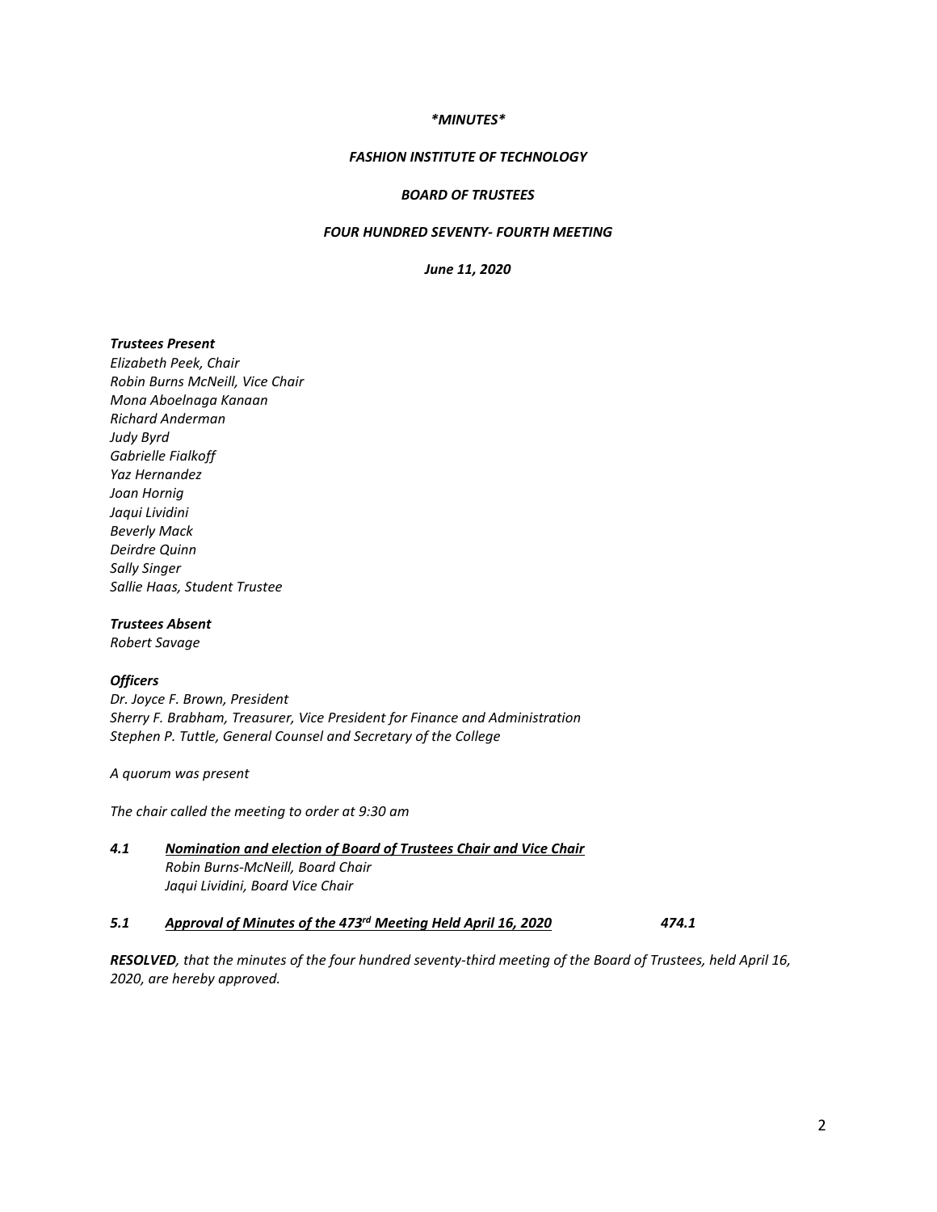*\*MINUTES\**

***FASHION INSTITUTE OF TECHNOLOGY***

***BOARD OF TRUSTEES***

***FOUR HUNDRED SEVENTY- FOURTH MEETING***

***June 11, 2020***

***Trustees Present***
*Elizabeth Peek, Chair*
*Robin Burns McNeill, Vice Chair*
*Mona Aboelnaga Kanaan*
*Richard Anderman*
*Judy Byrd*
*Gabrielle Fialkoff*
*Yaz Hernandez*
*Joan Hornig*
*Jaqui Lividini*
*Beverly Mack*
*Deirdre Quinn*
*Sally Singer*
*Sallie Haas, Student Trustee*

***Trustees Absent***
*Robert Savage*

***Officers***
*Dr. Joyce F. Brown, President*
*Sherry F. Brabham, Treasurer, Vice President for Finance and Administration*
*Stephen P. Tuttle, General Counsel and Secretary of the College*

*A quorum was present*

*The chair called the meeting to order at 9:30 am*

***4.1*** ***<u>Nomination and election of Board of Trustees Chair and Vice Chair</u>***
*Robin Burns-McNeill, Board Chair*
*Jaqui Lividini, Board Vice Chair*

***5.1*** ***<u>Approval of Minutes of the 473rd Meeting Held April 16, 2020</u>*** ***474.1***

***RESOLVED****, that the minutes of the four hundred seventy-third meeting of the Board of Trustees, held April 16, 2020, are hereby approved.*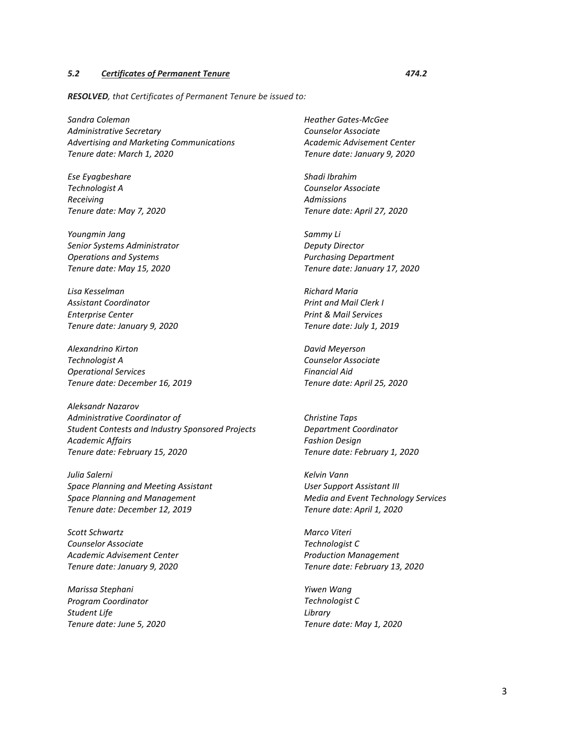### ***5.2 Certificates of Permanent Tenure*** ***474.2***

***RESOLVED**, that Certificates of Permanent Tenure be issued to:*

*Sandra Coleman*
*Administrative Secretary*
*Advertising and Marketing Communications*
*Tenure date: March 1, 2020*

*Ese Eyagbeshare*
*Technologist A*
*Receiving*
*Tenure date: May 7, 2020*

*Youngmin Jang*
*Senior Systems Administrator*
*Operations and Systems*
*Tenure date: May 15, 2020*

*Lisa Kesselman*
*Assistant Coordinator*
*Enterprise Center*
*Tenure date: January 9, 2020*

*Alexandrino Kirton*
*Technologist A*
*Operational Services*
*Tenure date: December 16, 2019*

*Aleksandr Nazarov*
*Administrative Coordinator of*
*Student Contests and Industry Sponsored Projects*
*Academic Affairs*
*Tenure date: February 15, 2020*

*Julia Salerni*
*Space Planning and Meeting Assistant*
*Space Planning and Management*
*Tenure date: December 12, 2019*

*Scott Schwartz*
*Counselor Associate*
*Academic Advisement Center*
*Tenure date: January 9, 2020*

*Marissa Stephani*
*Program Coordinator*
*Student Life*
*Tenure date: June 5, 2020*

*Heather Gates-McGee*
*Counselor Associate*
*Academic Advisement Center*
*Tenure date: January 9, 2020*

*Shadi Ibrahim*
*Counselor Associate*
*Admissions*
*Tenure date: April 27, 2020*

*Sammy Li*
*Deputy Director*
*Purchasing Department*
*Tenure date: January 17, 2020*

*Richard Maria*
*Print and Mail Clerk I*
*Print & Mail Services*
*Tenure date: July 1, 2019*

*David Meyerson*
*Counselor Associate*
*Financial Aid*
*Tenure date: April 25, 2020*

*Christine Taps*
*Department Coordinator*
*Fashion Design*
*Tenure date: February 1, 2020*

*Kelvin Vann*
*User Support Assistant III*
*Media and Event Technology Services*
*Tenure date: April 1, 2020*

*Marco Viteri*
*Technologist C*
*Production Management*
*Tenure date: February 13, 2020*

*Yiwen Wang*
*Technologist C*
*Library*
*Tenure date: May 1, 2020*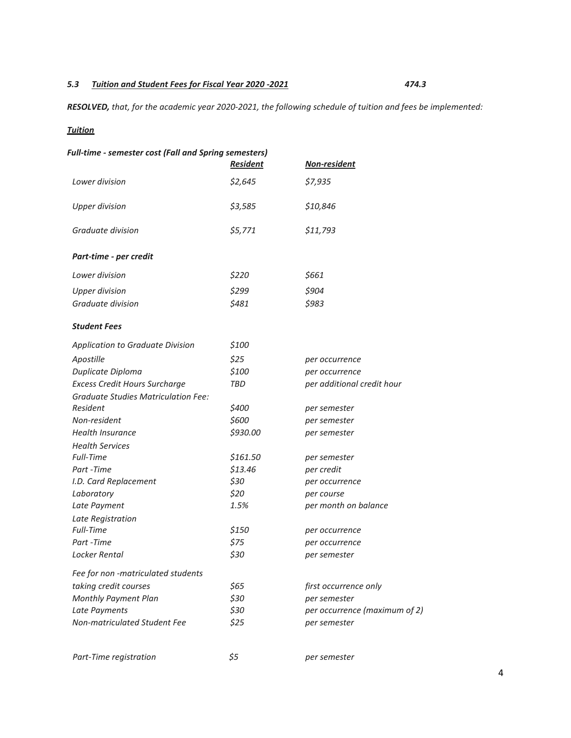### *5.3 Tuition and Student Fees for Fiscal Year 2020 -2021* *474.3*

***RESOLVED,*** *that, for the academic year 2020-2021, the following schedule of tuition and fees be implemented:*

***Tuition***

***Full-time - semester cost (Fall and Spring semesters)***

| | *Resident* | *Non-resident* |
|---|---|---|
| *Lower division* | *$2,645* | *$7,935* |
| *Upper division* | *$3,585* | *$10,846* |
| *Graduate division* | *$5,771* | *$11,793* |
| ***Part-time - per credit*** | | |
| *Lower division* | *$220* | *$661* |
| *Upper division* | *$299* | *$904* |
| *Graduate division* | *$481* | *$983* |

***Student Fees***

| | | |
|---|---|---|
| *Application to Graduate Division* | *$100* | |
| *Apostille* | *$25* | *per occurrence* |
| *Duplicate Diploma* | *$100* | *per occurrence* |
| *Excess Credit Hours Surcharge* | *TBD* | *per additional credit hour* |
| *Graduate Studies Matriculation Fee:* | | |
| *Resident* | *$400* | *per semester* |
| *Non-resident* | *$600* | *per semester* |
| *Health Insurance* | *$930.00* | *per semester* |
| *Health Services* | | |
| *Full-Time* | *$161.50* | *per semester* |
| *Part -Time* | *$13.46* | *per credit* |
| *I.D. Card Replacement* | *$30* | *per occurrence* |
| *Laboratory* | *$20* | *per course* |
| *Late Payment* | *1.5%* | *per month on balance* |
| *Late Registration* | | |
| *Full-Time* | *$150* | *per occurrence* |
| *Part -Time* | *$75* | *per occurrence* |
| *Locker Rental* | *$30* | *per semester* |
| *Fee for non -matriculated students taking credit courses* | *$65* | *first occurrence only* |
| *Monthly Payment Plan* | *$30* | *per semester* |
| *Late Payments* | *$30* | *per occurrence (maximum of 2)* |
| *Non-matriculated Student Fee* | *$25* | *per semester* |
| *Part-Time registration* | *$5* | *per semester* |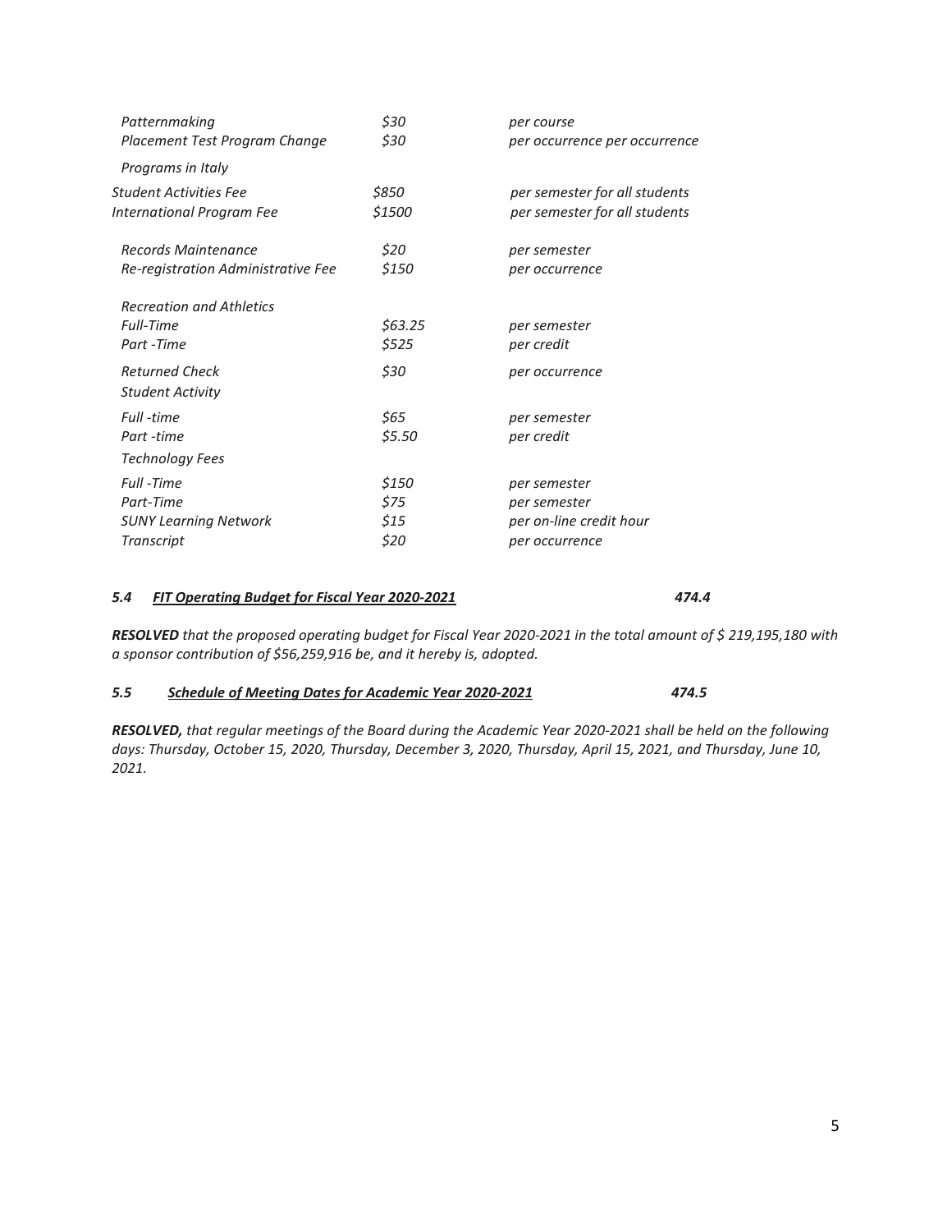| | | |
|---|---|---|
| *Patternmaking* | *$30* | *per course* |
| *Placement Test Program Change* | *$30* | *per occurrence per occurrence* |
| *Programs in Italy* | | |
| *Student Activities Fee* | *$850* | *per semester for all students* |
| *International Program Fee* | *$1500* | *per semester for all students* |
| *Records Maintenance* | *$20* | *per semester* |
| *Re-registration Administrative Fee* | *$150* | *per occurrence* |
| *Recreation and Athletics* | | |
| *Full-Time* | *$63.25* | *per semester* |
| *Part -Time* | *$525* | *per credit* |
| *Returned Check* | *$30* | *per occurrence* |
| *Student Activity* | | |
| *Full -time* | *$65* | *per semester* |
| *Part -time* | *$5.50* | *per credit* |
| *Technology Fees* | | |
| *Full -Time* | *$150* | *per semester* |
| *Part-Time* | *$75* | *per semester* |
| *SUNY Learning Network* | *$15* | *per on-line credit hour* |
| *Transcript* | *$20* | *per occurrence* |

***5.4 FIT Operating Budget for Fiscal Year 2020-2021*** ***474.4***

***RESOLVED*** *that the proposed operating budget for Fiscal Year 2020-2021 in the total amount of $ 219,195,180 with a sponsor contribution of $56,259,916 be, and it hereby is, adopted.*

***5.5 Schedule of Meeting Dates for Academic Year 2020-2021*** ***474.5***

***RESOLVED,*** *that regular meetings of the Board during the Academic Year 2020-2021 shall be held on the following days: Thursday, October 15, 2020, Thursday, December 3, 2020, Thursday, April 15, 2021, and Thursday, June 10, 2021.*